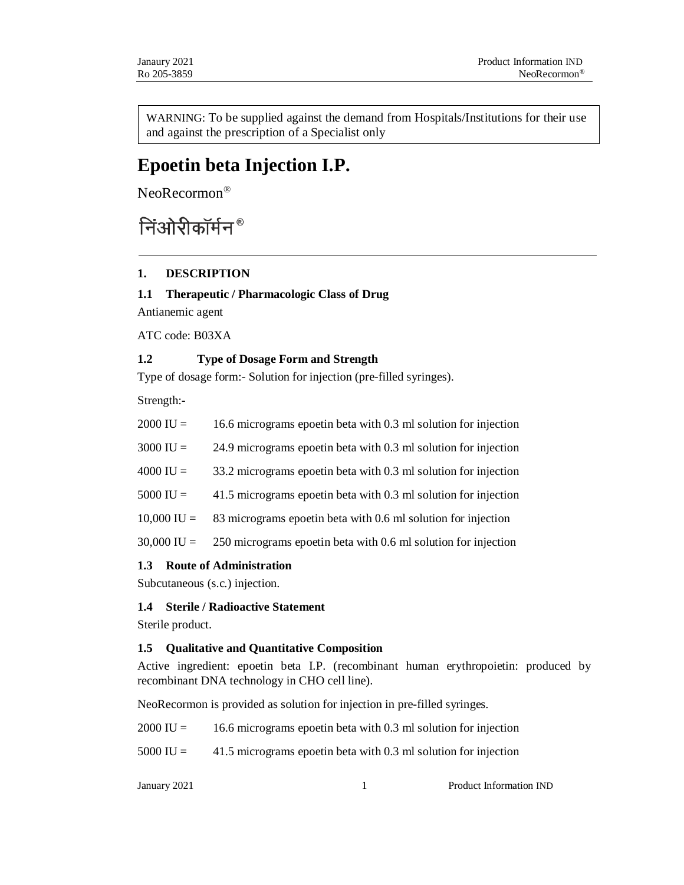WARNING: To be supplied against the demand from Hospitals/Institutions for their use and against the prescription of a Specialist only

# Epoetin beta Injection I.P.

NeoRecormon®

निंओरीकॉर्मन®

## 1. DESCRIPTION

### 1.1 Therapeutic / Pharmacologic Class of Drug

Antianemic agent

ATC code: B03XA

### 1.2 Type of Dosage Form and Strength

Type of dosage form:- Solution for injection (pre-filled syringes).

Strength:-

2000 IU = 16.6 micrograms epoetin beta with 0.3 ml solution for injection

3000 IU = 24.9 micrograms epoetin beta with 0.3 ml solution for injection

4000 IU = 33.2 micrograms epoetin beta with 0.3 ml solution for injection

5000 IU = 41.5 micrograms epoetin beta with 0.3 ml solution for injection

10,000 IU = 83 micrograms epoetin beta with 0.6 ml solution for injection

30,000 IU = 250 micrograms epoetin beta with 0.6 ml solution for injection

### 1.3 Route of Administration

Subcutaneous (s.c.) injection.

### 1.4 Sterile / Radioactive Statement

Sterile product.

### 1.5 Qualitative and Quantitative Composition

Active ingredient: epoetin beta I.P. (recombinant human erythropoietin: produced by recombinant DNA technology in CHO cell line).

NeoRecormon is provided as solution for injection in pre-filled syringes.

2000 IU = 16.6 micrograms epoetin beta with 0.3 ml solution for injection

5000 IU = 41.5 micrograms epoetin beta with 0.3 ml solution for injection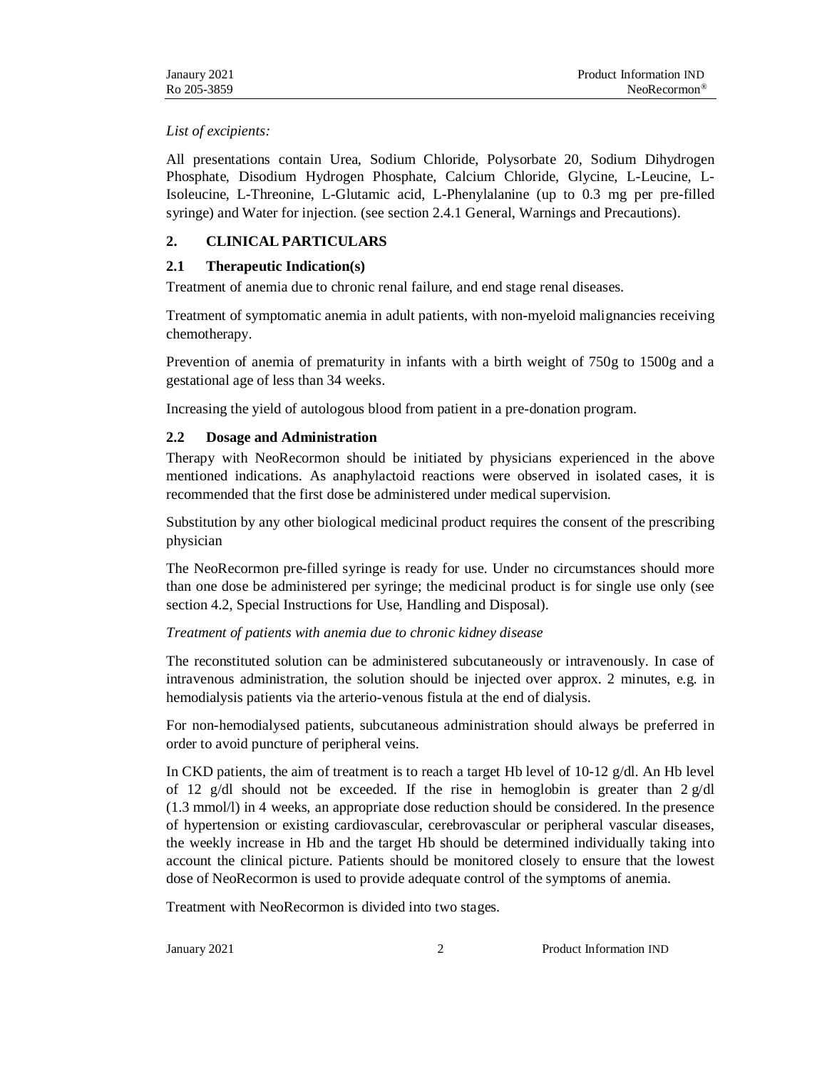*List of excipients:*

All presentations contain Urea, Sodium Chloride, Polysorbate 20, Sodium Dihydrogen Phosphate, Disodium Hydrogen Phosphate, Calcium Chloride, Glycine, L-Leucine, L-Isoleucine, L-Threonine, L-Glutamic acid, L-Phenylalanine (up to 0.3 mg per pre-filled syringe) and Water for injection. (see section 2.4.1 General, Warnings and Precautions).

## 2. CLINICAL PARTICULARS

### 2.1 Therapeutic Indication(s)

Treatment of anemia due to chronic renal failure, and end stage renal diseases.

Treatment of symptomatic anemia in adult patients, with non-myeloid malignancies receiving chemotherapy.

Prevention of anemia of prematurity in infants with a birth weight of 750g to 1500g and a gestational age of less than 34 weeks.

Increasing the yield of autologous blood from patient in a pre-donation program.

### 2.2 Dosage and Administration

Therapy with NeoRecormon should be initiated by physicians experienced in the above mentioned indications. As anaphylactoid reactions were observed in isolated cases, it is recommended that the first dose be administered under medical supervision.

Substitution by any other biological medicinal product requires the consent of the prescribing physician

The NeoRecormon pre-filled syringe is ready for use. Under no circumstances should more than one dose be administered per syringe; the medicinal product is for single use only (see section 4.2, Special Instructions for Use, Handling and Disposal).

*Treatment of patients with anemia due to chronic kidney disease*

The reconstituted solution can be administered subcutaneously or intravenously. In case of intravenous administration, the solution should be injected over approx. 2 minutes, e.g. in hemodialysis patients via the arterio-venous fistula at the end of dialysis.

For non-hemodialysed patients, subcutaneous administration should always be preferred in order to avoid puncture of peripheral veins.

In CKD patients, the aim of treatment is to reach a target Hb level of 10-12 g/dl. An Hb level of 12 g/dl should not be exceeded. If the rise in hemoglobin is greater than 2 g/dl (1.3 mmol/l) in 4 weeks, an appropriate dose reduction should be considered. In the presence of hypertension or existing cardiovascular, cerebrovascular or peripheral vascular diseases, the weekly increase in Hb and the target Hb should be determined individually taking into account the clinical picture. Patients should be monitored closely to ensure that the lowest dose of NeoRecormon is used to provide adequate control of the symptoms of anemia.

Treatment with NeoRecormon is divided into two stages.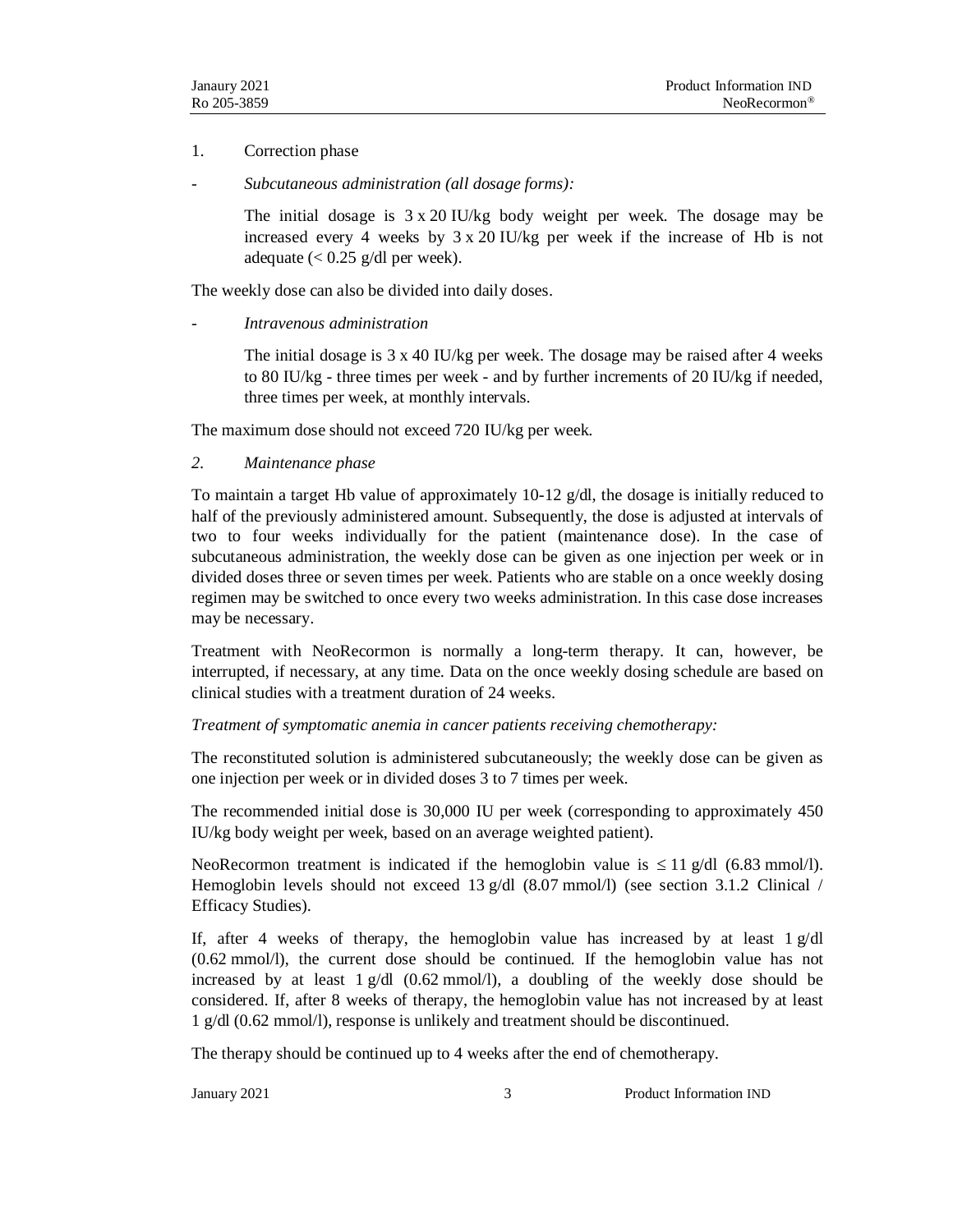1. Correction phase

- *Subcutaneous administration (all dosage forms):*

  The initial dosage is 3 x 20 IU/kg body weight per week. The dosage may be increased every 4 weeks by 3 x 20 IU/kg per week if the increase of Hb is not adequate (< 0.25 g/dl per week).

The weekly dose can also be divided into daily doses.

- *Intravenous administration*

  The initial dosage is 3 x 40 IU/kg per week. The dosage may be raised after 4 weeks to 80 IU/kg - three times per week - and by further increments of 20 IU/kg if needed, three times per week, at monthly intervals.

The maximum dose should not exceed 720 IU/kg per week.

*2. Maintenance phase*

To maintain a target Hb value of approximately 10-12 g/dl, the dosage is initially reduced to half of the previously administered amount. Subsequently, the dose is adjusted at intervals of two to four weeks individually for the patient (maintenance dose). In the case of subcutaneous administration, the weekly dose can be given as one injection per week or in divided doses three or seven times per week. Patients who are stable on a once weekly dosing regimen may be switched to once every two weeks administration. In this case dose increases may be necessary.

Treatment with NeoRecormon is normally a long-term therapy. It can, however, be interrupted, if necessary, at any time. Data on the once weekly dosing schedule are based on clinical studies with a treatment duration of 24 weeks.

*Treatment of symptomatic anemia in cancer patients receiving chemotherapy:*

The reconstituted solution is administered subcutaneously; the weekly dose can be given as one injection per week or in divided doses 3 to 7 times per week.

The recommended initial dose is 30,000 IU per week (corresponding to approximately 450 IU/kg body weight per week, based on an average weighted patient).

NeoRecormon treatment is indicated if the hemoglobin value is ≤ 11 g/dl (6.83 mmol/l). Hemoglobin levels should not exceed 13 g/dl (8.07 mmol/l) (see section 3.1.2 Clinical / Efficacy Studies).

If, after 4 weeks of therapy, the hemoglobin value has increased by at least 1 g/dl (0.62 mmol/l), the current dose should be continued. If the hemoglobin value has not increased by at least 1 g/dl (0.62 mmol/l), a doubling of the weekly dose should be considered. If, after 8 weeks of therapy, the hemoglobin value has not increased by at least 1 g/dl (0.62 mmol/l), response is unlikely and treatment should be discontinued.

The therapy should be continued up to 4 weeks after the end of chemotherapy.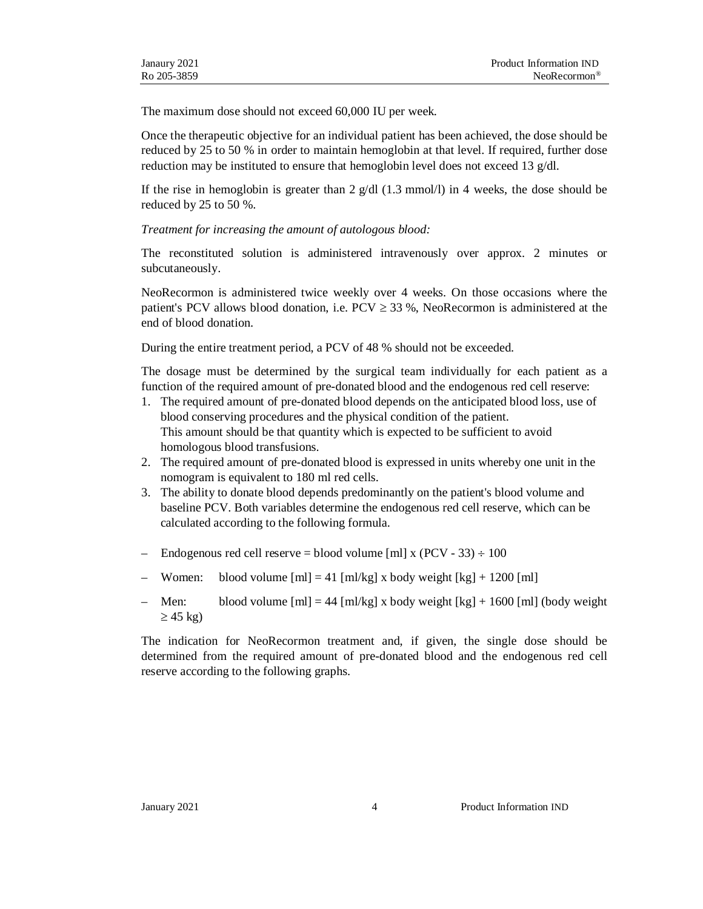The maximum dose should not exceed 60,000 IU per week.

Once the therapeutic objective for an individual patient has been achieved, the dose should be reduced by 25 to 50 % in order to maintain hemoglobin at that level. If required, further dose reduction may be instituted to ensure that hemoglobin level does not exceed 13 g/dl.

If the rise in hemoglobin is greater than 2 g/dl (1.3 mmol/l) in 4 weeks, the dose should be reduced by 25 to 50 %.

*Treatment for increasing the amount of autologous blood:*

The reconstituted solution is administered intravenously over approx. 2 minutes or subcutaneously.

NeoRecormon is administered twice weekly over 4 weeks. On those occasions where the patient's PCV allows blood donation, i.e. PCV $\geq$ 33 %, NeoRecormon is administered at the end of blood donation.

During the entire treatment period, a PCV of 48 % should not be exceeded.

The dosage must be determined by the surgical team individually for each patient as a function of the required amount of pre-donated blood and the endogenous red cell reserve:

1. The required amount of pre-donated blood depends on the anticipated blood loss, use of blood conserving procedures and the physical condition of the patient.
   This amount should be that quantity which is expected to be sufficient to avoid homologous blood transfusions.
2. The required amount of pre-donated blood is expressed in units whereby one unit in the nomogram is equivalent to 180 ml red cells.
3. The ability to donate blood depends predominantly on the patient's blood volume and baseline PCV. Both variables determine the endogenous red cell reserve, which can be calculated according to the following formula.

- Endogenous red cell reserve = blood volume [ml] x (PCV - 33) $\div$ 100
- Women: blood volume [ml] = 41 [ml/kg] x body weight [kg] + 1200 [ml]
- Men: blood volume [ml] = 44 [ml/kg] x body weight [kg] + 1600 [ml] (body weight $\geq$ 45 kg)

The indication for NeoRecormon treatment and, if given, the single dose should be determined from the required amount of pre-donated blood and the endogenous red cell reserve according to the following graphs.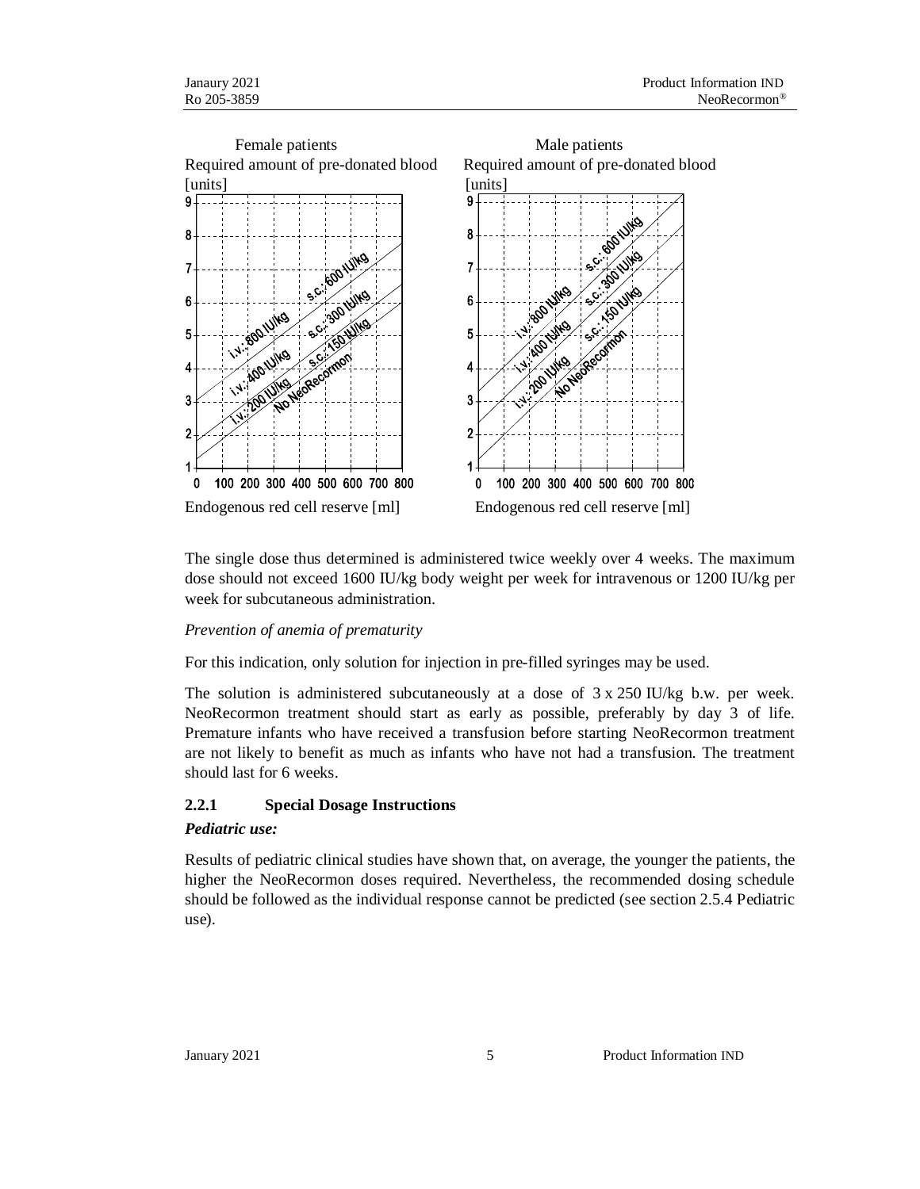Female patients

Required amount of pre-donated blood [units]

Male patients

Required amount of pre-donated blood [units]

Endogenous red cell reserve [ml]

Endogenous red cell reserve [ml]

The single dose thus determined is administered twice weekly over 4 weeks. The maximum dose should not exceed 1600 IU/kg body weight per week for intravenous or 1200 IU/kg per week for subcutaneous administration.

*Prevention of anemia of prematurity*

For this indication, only solution for injection in pre-filled syringes may be used.

The solution is administered subcutaneously at a dose of 3 x 250 IU/kg b.w. per week. NeoRecormon treatment should start as early as possible, preferably by day 3 of life. Premature infants who have received a transfusion before starting NeoRecormon treatment are not likely to benefit as much as infants who have not had a transfusion. The treatment should last for 6 weeks.

### 2.2.1 Special Dosage Instructions

***Pediatric use:***

Results of pediatric clinical studies have shown that, on average, the younger the patients, the higher the NeoRecormon doses required. Nevertheless, the recommended dosing schedule should be followed as the individual response cannot be predicted (see section 2.5.4 Pediatric use).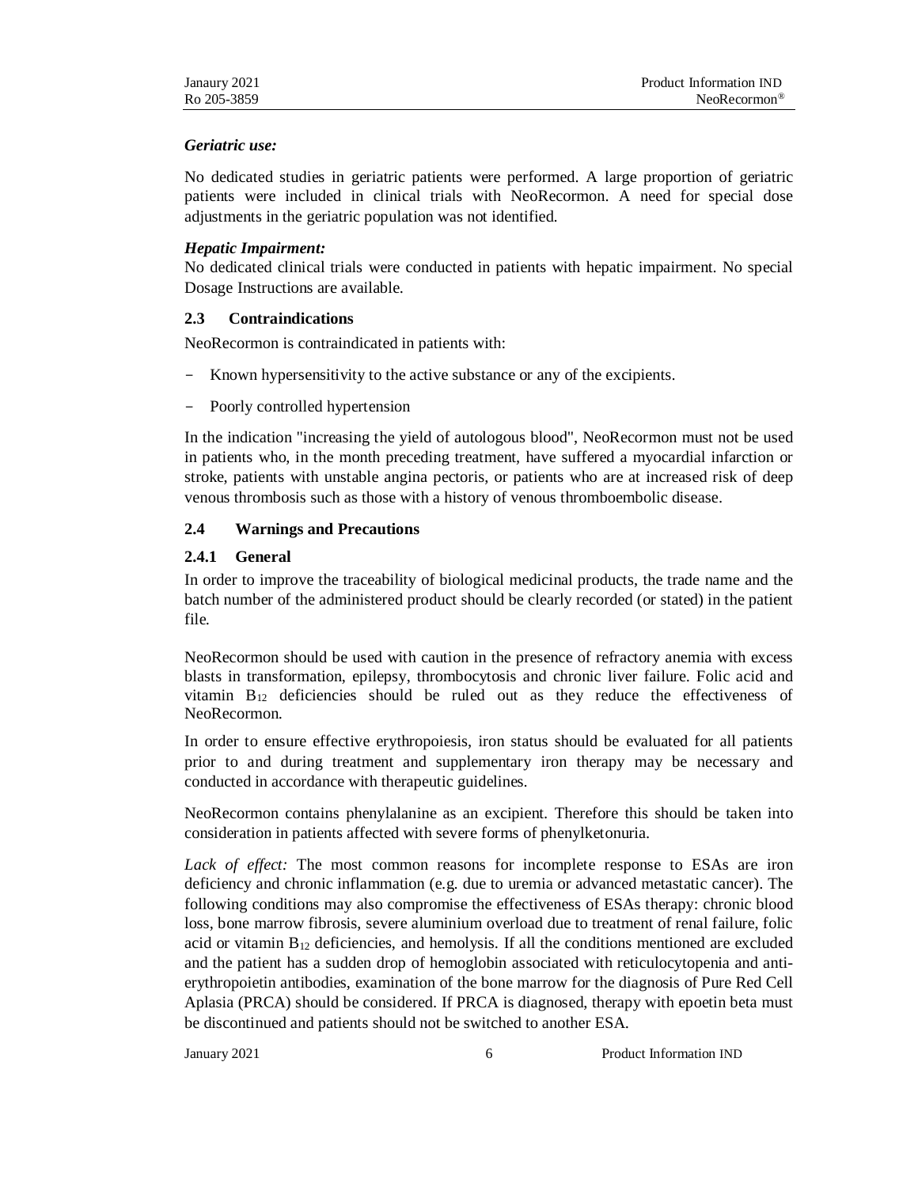*Geriatric use:*

No dedicated studies in geriatric patients were performed. A large proportion of geriatric patients were included in clinical trials with NeoRecormon. A need for special dose adjustments in the geriatric population was not identified.

*Hepatic Impairment:*

No dedicated clinical trials were conducted in patients with hepatic impairment. No special Dosage Instructions are available.

### 2.3 Contraindications

NeoRecormon is contraindicated in patients with:

- Known hypersensitivity to the active substance or any of the excipients.
- Poorly controlled hypertension

In the indication "increasing the yield of autologous blood", NeoRecormon must not be used in patients who, in the month preceding treatment, have suffered a myocardial infarction or stroke, patients with unstable angina pectoris, or patients who are at increased risk of deep venous thrombosis such as those with a history of venous thromboembolic disease.

### 2.4 Warnings and Precautions

#### 2.4.1 General

In order to improve the traceability of biological medicinal products, the trade name and the batch number of the administered product should be clearly recorded (or stated) in the patient file.

NeoRecormon should be used with caution in the presence of refractory anemia with excess blasts in transformation, epilepsy, thrombocytosis and chronic liver failure. Folic acid and vitamin $B_{12}$ deficiencies should be ruled out as they reduce the effectiveness of NeoRecormon.

In order to ensure effective erythropoiesis, iron status should be evaluated for all patients prior to and during treatment and supplementary iron therapy may be necessary and conducted in accordance with therapeutic guidelines.

NeoRecormon contains phenylalanine as an excipient. Therefore this should be taken into consideration in patients affected with severe forms of phenylketonuria.

*Lack of effect:* The most common reasons for incomplete response to ESAs are iron deficiency and chronic inflammation (e.g. due to uremia or advanced metastatic cancer). The following conditions may also compromise the effectiveness of ESAs therapy: chronic blood loss, bone marrow fibrosis, severe aluminium overload due to treatment of renal failure, folic acid or vitamin $B_{12}$ deficiencies, and hemolysis. If all the conditions mentioned are excluded and the patient has a sudden drop of hemoglobin associated with reticulocytopenia and anti-erythropoietin antibodies, examination of the bone marrow for the diagnosis of Pure Red Cell Aplasia (PRCA) should be considered. If PRCA is diagnosed, therapy with epoetin beta must be discontinued and patients should not be switched to another ESA.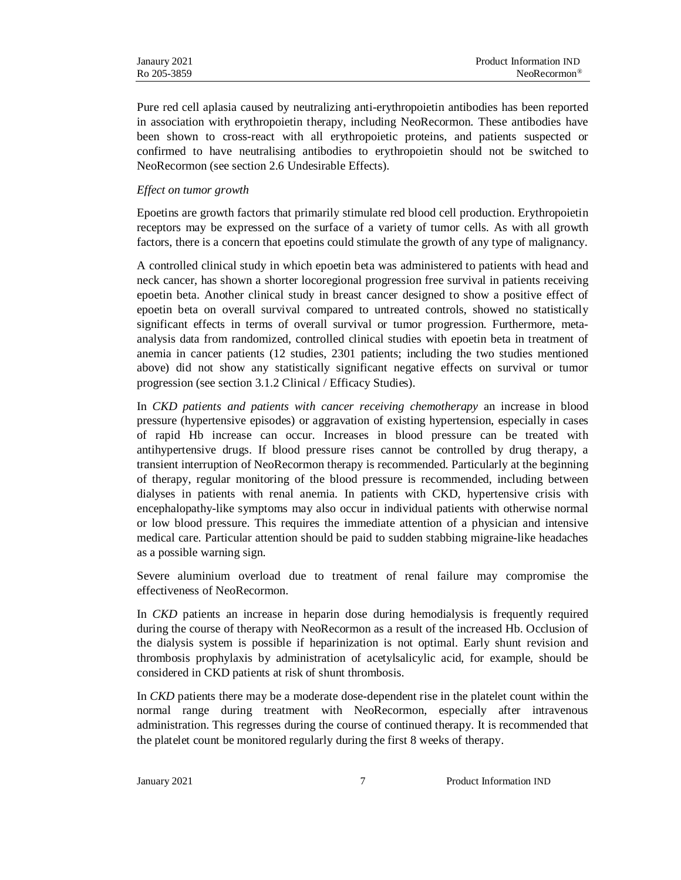Pure red cell aplasia caused by neutralizing anti-erythropoietin antibodies has been reported in association with erythropoietin therapy, including NeoRecormon. These antibodies have been shown to cross-react with all erythropoietic proteins, and patients suspected or confirmed to have neutralising antibodies to erythropoietin should not be switched to NeoRecormon (see section 2.6 Undesirable Effects).

*Effect on tumor growth*

Epoetins are growth factors that primarily stimulate red blood cell production. Erythropoietin receptors may be expressed on the surface of a variety of tumor cells. As with all growth factors, there is a concern that epoetins could stimulate the growth of any type of malignancy.

A controlled clinical study in which epoetin beta was administered to patients with head and neck cancer, has shown a shorter locoregional progression free survival in patients receiving epoetin beta. Another clinical study in breast cancer designed to show a positive effect of epoetin beta on overall survival compared to untreated controls, showed no statistically significant effects in terms of overall survival or tumor progression. Furthermore, meta-analysis data from randomized, controlled clinical studies with epoetin beta in treatment of anemia in cancer patients (12 studies, 2301 patients; including the two studies mentioned above) did not show any statistically significant negative effects on survival or tumor progression (see section 3.1.2 Clinical / Efficacy Studies).

In *CKD patients and patients with cancer receiving chemotherapy* an increase in blood pressure (hypertensive episodes) or aggravation of existing hypertension, especially in cases of rapid Hb increase can occur. Increases in blood pressure can be treated with antihypertensive drugs. If blood pressure rises cannot be controlled by drug therapy, a transient interruption of NeoRecormon therapy is recommended. Particularly at the beginning of therapy, regular monitoring of the blood pressure is recommended, including between dialyses in patients with renal anemia. In patients with CKD, hypertensive crisis with encephalopathy-like symptoms may also occur in individual patients with otherwise normal or low blood pressure. This requires the immediate attention of a physician and intensive medical care. Particular attention should be paid to sudden stabbing migraine-like headaches as a possible warning sign.

Severe aluminium overload due to treatment of renal failure may compromise the effectiveness of NeoRecormon.

In *CKD* patients an increase in heparin dose during hemodialysis is frequently required during the course of therapy with NeoRecormon as a result of the increased Hb. Occlusion of the dialysis system is possible if heparinization is not optimal. Early shunt revision and thrombosis prophylaxis by administration of acetylsalicylic acid, for example, should be considered in CKD patients at risk of shunt thrombosis.

In *CKD* patients there may be a moderate dose-dependent rise in the platelet count within the normal range during treatment with NeoRecormon, especially after intravenous administration. This regresses during the course of continued therapy. It is recommended that the platelet count be monitored regularly during the first 8 weeks of therapy.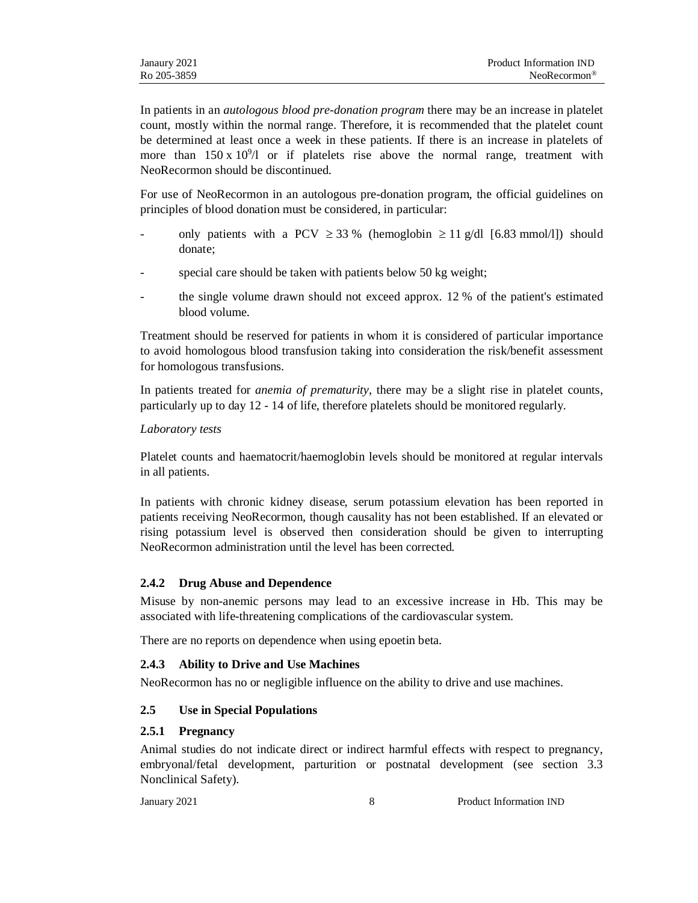In patients in an *autologous blood pre-donation program* there may be an increase in platelet count, mostly within the normal range. Therefore, it is recommended that the platelet count be determined at least once a week in these patients. If there is an increase in platelets of more than $150 \times 10^9$/l or if platelets rise above the normal range, treatment with NeoRecormon should be discontinued.

For use of NeoRecormon in an autologous pre-donation program, the official guidelines on principles of blood donation must be considered, in particular:

- only patients with a PCV $\geq 33$ % (hemoglobin $\geq 11$ g/dl [6.83 mmol/l]) should donate;
- special care should be taken with patients below 50 kg weight;
- the single volume drawn should not exceed approx. 12 % of the patient's estimated blood volume.

Treatment should be reserved for patients in whom it is considered of particular importance to avoid homologous blood transfusion taking into consideration the risk/benefit assessment for homologous transfusions.

In patients treated for *anemia of prematurity*, there may be a slight rise in platelet counts, particularly up to day 12 - 14 of life, therefore platelets should be monitored regularly.

*Laboratory tests*

Platelet counts and haematocrit/haemoglobin levels should be monitored at regular intervals in all patients.

In patients with chronic kidney disease, serum potassium elevation has been reported in patients receiving NeoRecormon, though causality has not been established. If an elevated or rising potassium level is observed then consideration should be given to interrupting NeoRecormon administration until the level has been corrected.

### 2.4.2 Drug Abuse and Dependence

Misuse by non-anemic persons may lead to an excessive increase in Hb. This may be associated with life-threatening complications of the cardiovascular system.

There are no reports on dependence when using epoetin beta.

### 2.4.3 Ability to Drive and Use Machines

NeoRecormon has no or negligible influence on the ability to drive and use machines.

## 2.5 Use in Special Populations

### 2.5.1 Pregnancy

Animal studies do not indicate direct or indirect harmful effects with respect to pregnancy, embryonal/fetal development, parturition or postnatal development (see section 3.3 Nonclinical Safety).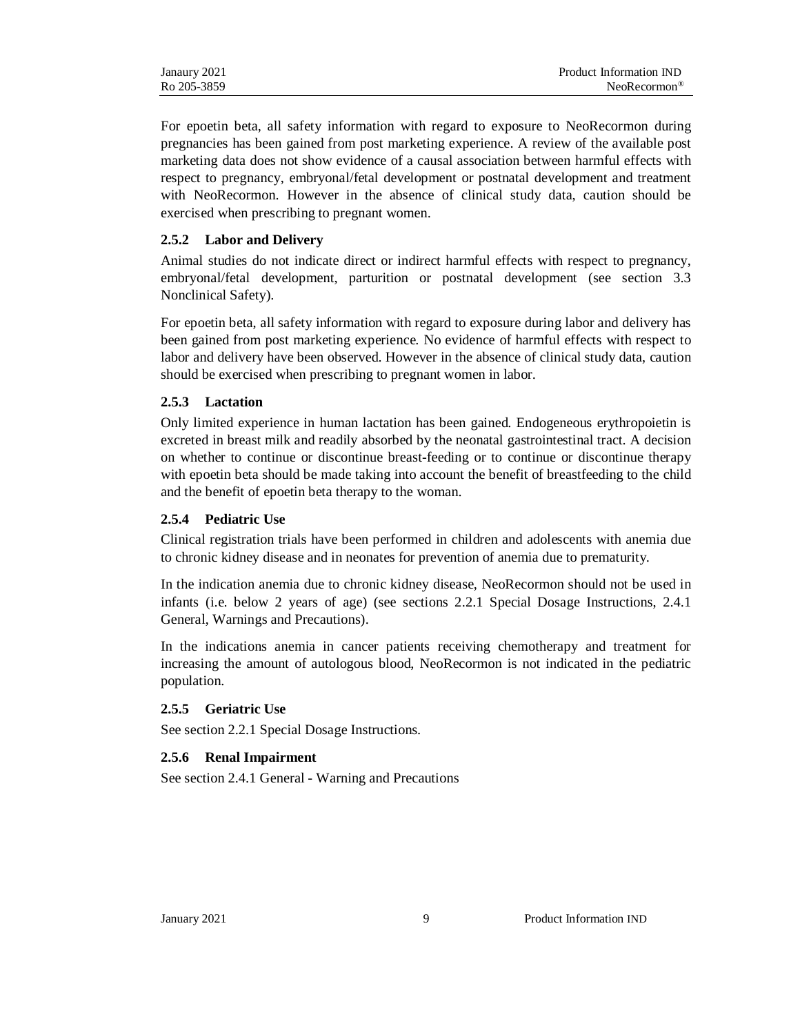For epoetin beta, all safety information with regard to exposure to NeoRecormon during pregnancies has been gained from post marketing experience. A review of the available post marketing data does not show evidence of a causal association between harmful effects with respect to pregnancy, embryonal/fetal development or postnatal development and treatment with NeoRecormon. However in the absence of clinical study data, caution should be exercised when prescribing to pregnant women.

### 2.5.2 Labor and Delivery

Animal studies do not indicate direct or indirect harmful effects with respect to pregnancy, embryonal/fetal development, parturition or postnatal development (see section 3.3 Nonclinical Safety).

For epoetin beta, all safety information with regard to exposure during labor and delivery has been gained from post marketing experience. No evidence of harmful effects with respect to labor and delivery have been observed. However in the absence of clinical study data, caution should be exercised when prescribing to pregnant women in labor.

### 2.5.3 Lactation

Only limited experience in human lactation has been gained. Endogeneous erythropoietin is excreted in breast milk and readily absorbed by the neonatal gastrointestinal tract. A decision on whether to continue or discontinue breast-feeding or to continue or discontinue therapy with epoetin beta should be made taking into account the benefit of breastfeeding to the child and the benefit of epoetin beta therapy to the woman.

### 2.5.4 Pediatric Use

Clinical registration trials have been performed in children and adolescents with anemia due to chronic kidney disease and in neonates for prevention of anemia due to prematurity.

In the indication anemia due to chronic kidney disease, NeoRecormon should not be used in infants (i.e. below 2 years of age) (see sections 2.2.1 Special Dosage Instructions, 2.4.1 General, Warnings and Precautions).

In the indications anemia in cancer patients receiving chemotherapy and treatment for increasing the amount of autologous blood, NeoRecormon is not indicated in the pediatric population.

### 2.5.5 Geriatric Use

See section 2.2.1 Special Dosage Instructions.

### 2.5.6 Renal Impairment

See section 2.4.1 General - Warning and Precautions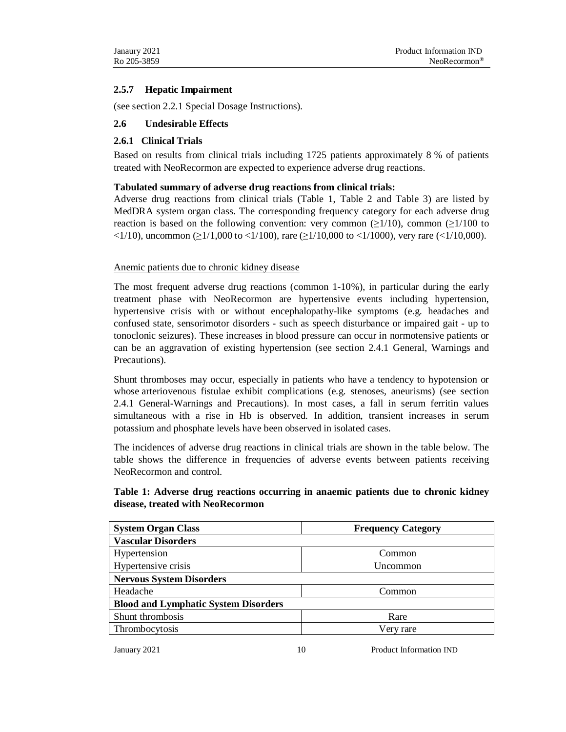### 2.5.7 Hepatic Impairment

(see section 2.2.1 Special Dosage Instructions).

## 2.6 Undesirable Effects

### 2.6.1 Clinical Trials

Based on results from clinical trials including 1725 patients approximately 8 % of patients treated with NeoRecormon are expected to experience adverse drug reactions.

**Tabulated summary of adverse drug reactions from clinical trials:**

Adverse drug reactions from clinical trials (Table 1, Table 2 and Table 3) are listed by MedDRA system organ class. The corresponding frequency category for each adverse drug reaction is based on the following convention: very common ($\geq$1/10), common ($\geq$1/100 to <1/10), uncommon ($\geq$1/1,000 to <1/100), rare ($\geq$1/10,000 to <1/1000), very rare (<1/10,000).

Anemic patients due to chronic kidney disease

The most frequent adverse drug reactions (common 1-10%), in particular during the early treatment phase with NeoRecormon are hypertensive events including hypertension, hypertensive crisis with or without encephalopathy-like symptoms (e.g. headaches and confused state, sensorimotor disorders - such as speech disturbance or impaired gait - up to tonoclonic seizures). These increases in blood pressure can occur in normotensive patients or can be an aggravation of existing hypertension (see section 2.4.1 General, Warnings and Precautions).

Shunt thromboses may occur, especially in patients who have a tendency to hypotension or whose arteriovenous fistulae exhibit complications (e.g. stenoses, aneurisms) (see section 2.4.1 General-Warnings and Precautions). In most cases, a fall in serum ferritin values simultaneous with a rise in Hb is observed. In addition, transient increases in serum potassium and phosphate levels have been observed in isolated cases.

The incidences of adverse drug reactions in clinical trials are shown in the table below. The table shows the difference in frequencies of adverse events between patients receiving NeoRecormon and control.

**Table 1: Adverse drug reactions occurring in anaemic patients due to chronic kidney disease, treated with NeoRecormon**

| System Organ Class | Frequency Category |
|---|---|
| **Vascular Disorders** | |
| Hypertension | Common |
| Hypertensive crisis | Uncommon |
| **Nervous System Disorders** | |
| Headache | Common |
| **Blood and Lymphatic System Disorders** | |
| Shunt thrombosis | Rare |
| Thrombocytosis | Very rare |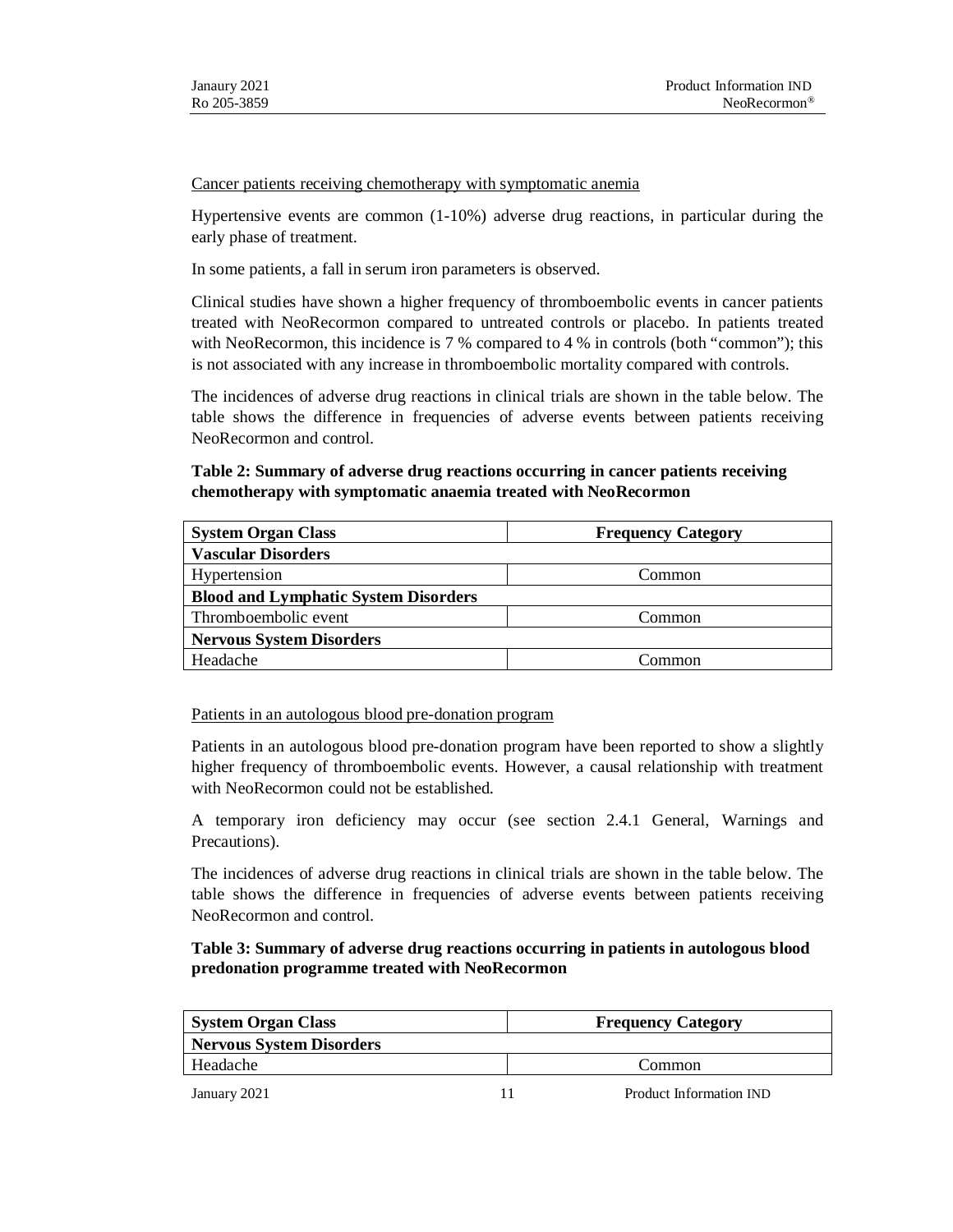Cancer patients receiving chemotherapy with symptomatic anemia

Hypertensive events are common (1-10%) adverse drug reactions, in particular during the early phase of treatment.

In some patients, a fall in serum iron parameters is observed.

Clinical studies have shown a higher frequency of thromboembolic events in cancer patients treated with NeoRecormon compared to untreated controls or placebo. In patients treated with NeoRecormon, this incidence is 7 % compared to 4 % in controls (both "common"); this is not associated with any increase in thromboembolic mortality compared with controls.

The incidences of adverse drug reactions in clinical trials are shown in the table below. The table shows the difference in frequencies of adverse events between patients receiving NeoRecormon and control.

**Table 2: Summary of adverse drug reactions occurring in cancer patients receiving chemotherapy with symptomatic anaemia treated with NeoRecormon**

| **System Organ Class** | **Frequency Category** |
|---|---|
| **Vascular Disorders** | |
| Hypertension | Common |
| **Blood and Lymphatic System Disorders** | |
| Thromboembolic event | Common |
| **Nervous System Disorders** | |
| Headache | Common |

Patients in an autologous blood pre-donation program

Patients in an autologous blood pre-donation program have been reported to show a slightly higher frequency of thromboembolic events. However, a causal relationship with treatment with NeoRecormon could not be established.

A temporary iron deficiency may occur (see section 2.4.1 General, Warnings and Precautions).

The incidences of adverse drug reactions in clinical trials are shown in the table below. The table shows the difference in frequencies of adverse events between patients receiving NeoRecormon and control.

**Table 3: Summary of adverse drug reactions occurring in patients in autologous blood predonation programme treated with NeoRecormon**

| **System Organ Class** | **Frequency Category** |
|---|---|
| **Nervous System Disorders** | |
| Headache | Common |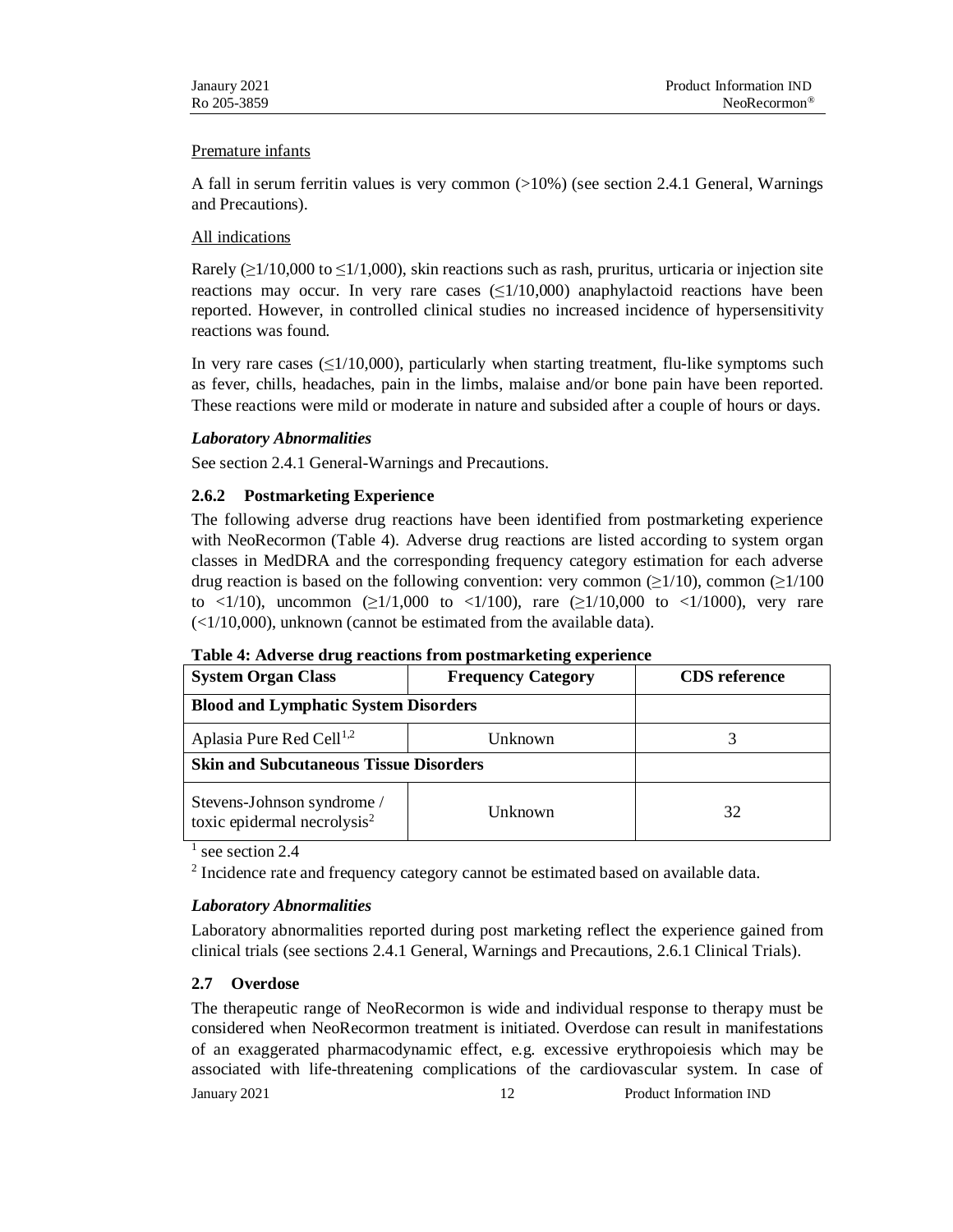Premature infants

A fall in serum ferritin values is very common (>10%) (see section 2.4.1 General, Warnings and Precautions).

All indications

Rarely ($\geq$1/10,000 to $\leq$1/1,000), skin reactions such as rash, pruritus, urticaria or injection site reactions may occur. In very rare cases ($\leq$1/10,000) anaphylactoid reactions have been reported. However, in controlled clinical studies no increased incidence of hypersensitivity reactions was found.

In very rare cases ($\leq$1/10,000), particularly when starting treatment, flu-like symptoms such as fever, chills, headaches, pain in the limbs, malaise and/or bone pain have been reported. These reactions were mild or moderate in nature and subsided after a couple of hours or days.

***Laboratory Abnormalities***

See section 2.4.1 General-Warnings and Precautions.

### 2.6.2 Postmarketing Experience

The following adverse drug reactions have been identified from postmarketing experience with NeoRecormon (Table 4). Adverse drug reactions are listed according to system organ classes in MedDRA and the corresponding frequency category estimation for each adverse drug reaction is based on the following convention: very common ($\geq$1/10), common ($\geq$1/100 to <1/10), uncommon ($\geq$1/1,000 to <1/100), rare ($\geq$1/10,000 to <1/1000), very rare (<1/10,000), unknown (cannot be estimated from the available data).

**Table 4: Adverse drug reactions from postmarketing experience**

| System Organ Class | Frequency Category | CDS reference |
|---|---|---|
| **Blood and Lymphatic System Disorders** | | |
| Aplasia Pure Red Cell[1,2] | Unknown | 3 |
| **Skin and Subcutaneous Tissue Disorders** | | |
| Stevens-Johnson syndrome / toxic epidermal necrolysis[2] | Unknown | 32 |

[1] see section 2.4

[2] Incidence rate and frequency category cannot be estimated based on available data.

***Laboratory Abnormalities***

Laboratory abnormalities reported during post marketing reflect the experience gained from clinical trials (see sections 2.4.1 General, Warnings and Precautions, 2.6.1 Clinical Trials).

## 2.7 Overdose

The therapeutic range of NeoRecormon is wide and individual response to therapy must be considered when NeoRecormon treatment is initiated. Overdose can result in manifestations of an exaggerated pharmacodynamic effect, e.g. excessive erythropoiesis which may be associated with life-threatening complications of the cardiovascular system. In case of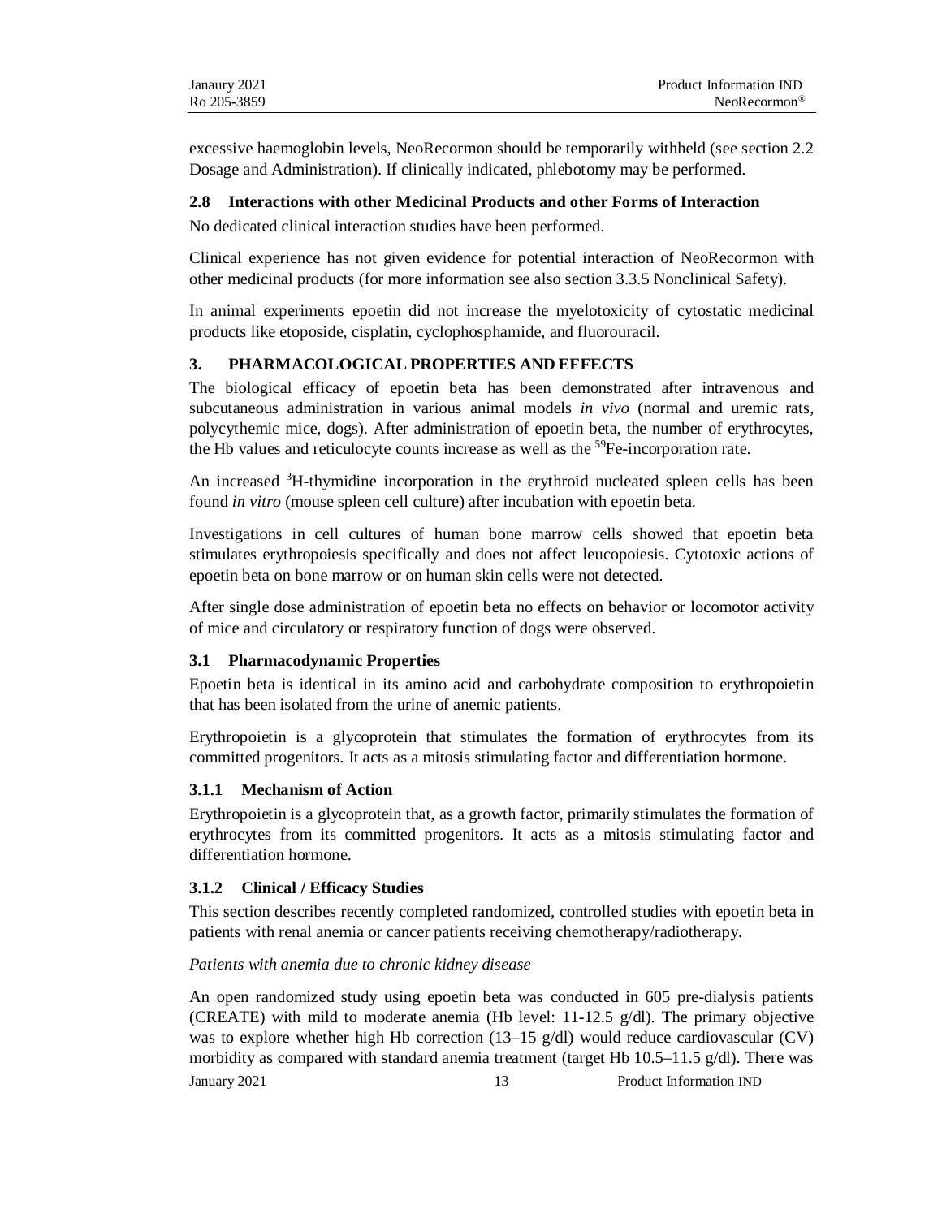excessive haemoglobin levels, NeoRecormon should be temporarily withheld (see section 2.2 Dosage and Administration). If clinically indicated, phlebotomy may be performed.

### 2.8 Interactions with other Medicinal Products and other Forms of Interaction

No dedicated clinical interaction studies have been performed.

Clinical experience has not given evidence for potential interaction of NeoRecormon with other medicinal products (for more information see also section 3.3.5 Nonclinical Safety).

In animal experiments epoetin did not increase the myelotoxicity of cytostatic medicinal products like etoposide, cisplatin, cyclophosphamide, and fluorouracil.

## 3. PHARMACOLOGICAL PROPERTIES AND EFFECTS

The biological efficacy of epoetin beta has been demonstrated after intravenous and subcutaneous administration in various animal models *in vivo* (normal and uremic rats, polycythemic mice, dogs). After administration of epoetin beta, the number of erythrocytes, the Hb values and reticulocyte counts increase as well as the $^{59}Fe$-incorporation rate.

An increased $^{3}H$-thymidine incorporation in the erythroid nucleated spleen cells has been found *in vitro* (mouse spleen cell culture) after incubation with epoetin beta.

Investigations in cell cultures of human bone marrow cells showed that epoetin beta stimulates erythropoiesis specifically and does not affect leucopoiesis. Cytotoxic actions of epoetin beta on bone marrow or on human skin cells were not detected.

After single dose administration of epoetin beta no effects on behavior or locomotor activity of mice and circulatory or respiratory function of dogs were observed.

### 3.1 Pharmacodynamic Properties

Epoetin beta is identical in its amino acid and carbohydrate composition to erythropoietin that has been isolated from the urine of anemic patients.

Erythropoietin is a glycoprotein that stimulates the formation of erythrocytes from its committed progenitors. It acts as a mitosis stimulating factor and differentiation hormone.

#### 3.1.1 Mechanism of Action

Erythropoietin is a glycoprotein that, as a growth factor, primarily stimulates the formation of erythrocytes from its committed progenitors. It acts as a mitosis stimulating factor and differentiation hormone.

#### 3.1.2 Clinical / Efficacy Studies

This section describes recently completed randomized, controlled studies with epoetin beta in patients with renal anemia or cancer patients receiving chemotherapy/radiotherapy.

*Patients with anemia due to chronic kidney disease*

An open randomized study using epoetin beta was conducted in 605 pre-dialysis patients (CREATE) with mild to moderate anemia (Hb level: 11-12.5 g/dl). The primary objective was to explore whether high Hb correction (13–15 g/dl) would reduce cardiovascular (CV) morbidity as compared with standard anemia treatment (target Hb 10.5–11.5 g/dl). There was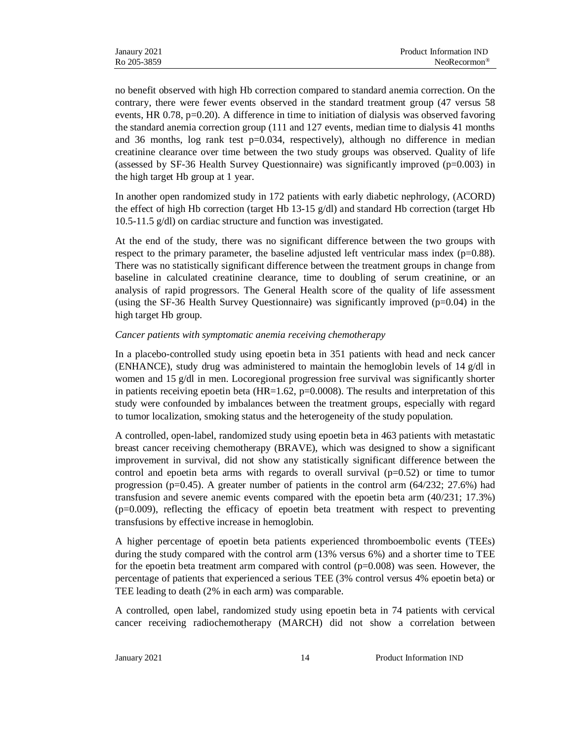no benefit observed with high Hb correction compared to standard anemia correction. On the contrary, there were fewer events observed in the standard treatment group (47 versus 58 events, HR 0.78, p=0.20). A difference in time to initiation of dialysis was observed favoring the standard anemia correction group (111 and 127 events, median time to dialysis 41 months and 36 months, log rank test p=0.034, respectively), although no difference in median creatinine clearance over time between the two study groups was observed. Quality of life (assessed by SF-36 Health Survey Questionnaire) was significantly improved (p=0.003) in the high target Hb group at 1 year.

In another open randomized study in 172 patients with early diabetic nephrology, (ACORD) the effect of high Hb correction (target Hb 13-15 g/dl) and standard Hb correction (target Hb 10.5-11.5 g/dl) on cardiac structure and function was investigated.

At the end of the study, there was no significant difference between the two groups with respect to the primary parameter, the baseline adjusted left ventricular mass index (p=0.88). There was no statistically significant difference between the treatment groups in change from baseline in calculated creatinine clearance, time to doubling of serum creatinine, or an analysis of rapid progressors. The General Health score of the quality of life assessment (using the SF-36 Health Survey Questionnaire) was significantly improved (p=0.04) in the high target Hb group.

*Cancer patients with symptomatic anemia receiving chemotherapy*

In a placebo-controlled study using epoetin beta in 351 patients with head and neck cancer (ENHANCE), study drug was administered to maintain the hemoglobin levels of 14 g/dl in women and 15 g/dl in men. Locoregional progression free survival was significantly shorter in patients receiving epoetin beta (HR=1.62, p=0.0008). The results and interpretation of this study were confounded by imbalances between the treatment groups, especially with regard to tumor localization, smoking status and the heterogeneity of the study population.

A controlled, open-label, randomized study using epoetin beta in 463 patients with metastatic breast cancer receiving chemotherapy (BRAVE), which was designed to show a significant improvement in survival, did not show any statistically significant difference between the control and epoetin beta arms with regards to overall survival (p=0.52) or time to tumor progression (p=0.45). A greater number of patients in the control arm (64/232; 27.6%) had transfusion and severe anemic events compared with the epoetin beta arm (40/231; 17.3%) (p=0.009), reflecting the efficacy of epoetin beta treatment with respect to preventing transfusions by effective increase in hemoglobin.

A higher percentage of epoetin beta patients experienced thromboembolic events (TEEs) during the study compared with the control arm (13% versus 6%) and a shorter time to TEE for the epoetin beta treatment arm compared with control (p=0.008) was seen. However, the percentage of patients that experienced a serious TEE (3% control versus 4% epoetin beta) or TEE leading to death (2% in each arm) was comparable.

A controlled, open label, randomized study using epoetin beta in 74 patients with cervical cancer receiving radiochemotherapy (MARCH) did not show a correlation between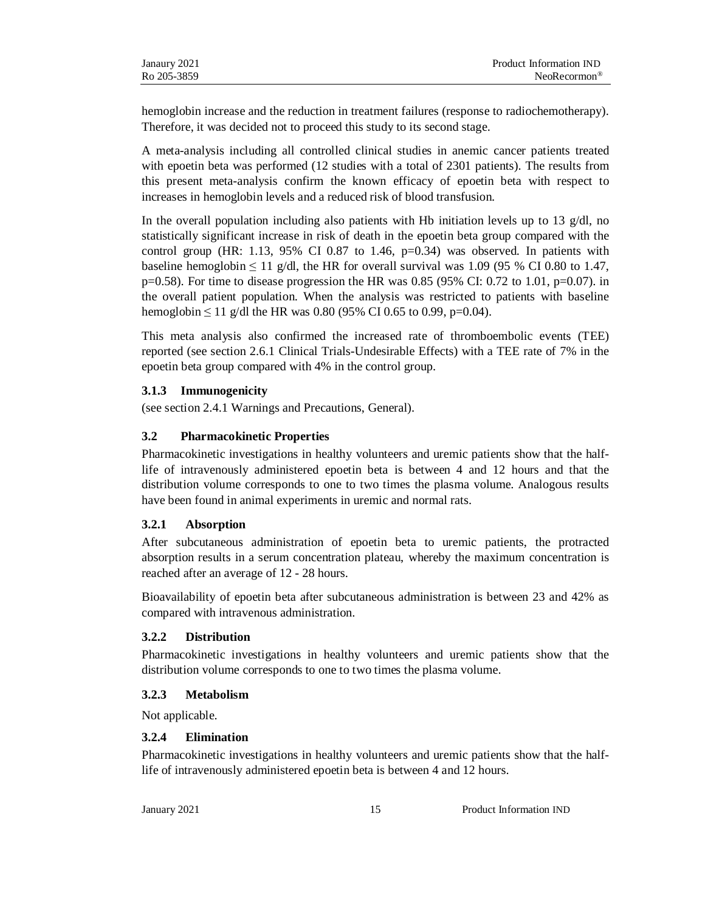hemoglobin increase and the reduction in treatment failures (response to radiochemotherapy). Therefore, it was decided not to proceed this study to its second stage.

A meta-analysis including all controlled clinical studies in anemic cancer patients treated with epoetin beta was performed (12 studies with a total of 2301 patients). The results from this present meta-analysis confirm the known efficacy of epoetin beta with respect to increases in hemoglobin levels and a reduced risk of blood transfusion.

In the overall population including also patients with Hb initiation levels up to 13 g/dl, no statistically significant increase in risk of death in the epoetin beta group compared with the control group (HR: 1.13, 95% CI 0.87 to 1.46, $p=0.34$) was observed. In patients with baseline hemoglobin $\leq 11$ g/dl, the HR for overall survival was 1.09 (95 % CI 0.80 to 1.47, $p=0.58$). For time to disease progression the HR was 0.85 (95% CI: 0.72 to 1.01, $p=0.07$). in the overall patient population. When the analysis was restricted to patients with baseline hemoglobin $\leq 11$ g/dl the HR was 0.80 (95% CI 0.65 to 0.99, $p=0.04$).

This meta analysis also confirmed the increased rate of thromboembolic events (TEE) reported (see section 2.6.1 Clinical Trials-Undesirable Effects) with a TEE rate of 7% in the epoetin beta group compared with 4% in the control group.

### 3.1.3 Immunogenicity

(see section 2.4.1 Warnings and Precautions, General).

## 3.2 Pharmacokinetic Properties

Pharmacokinetic investigations in healthy volunteers and uremic patients show that the half-life of intravenously administered epoetin beta is between 4 and 12 hours and that the distribution volume corresponds to one to two times the plasma volume. Analogous results have been found in animal experiments in uremic and normal rats.

### 3.2.1 Absorption

After subcutaneous administration of epoetin beta to uremic patients, the protracted absorption results in a serum concentration plateau, whereby the maximum concentration is reached after an average of 12 - 28 hours.

Bioavailability of epoetin beta after subcutaneous administration is between 23 and 42% as compared with intravenous administration.

### 3.2.2 Distribution

Pharmacokinetic investigations in healthy volunteers and uremic patients show that the distribution volume corresponds to one to two times the plasma volume.

### 3.2.3 Metabolism

Not applicable.

### 3.2.4 Elimination

Pharmacokinetic investigations in healthy volunteers and uremic patients show that the half-life of intravenously administered epoetin beta is between 4 and 12 hours.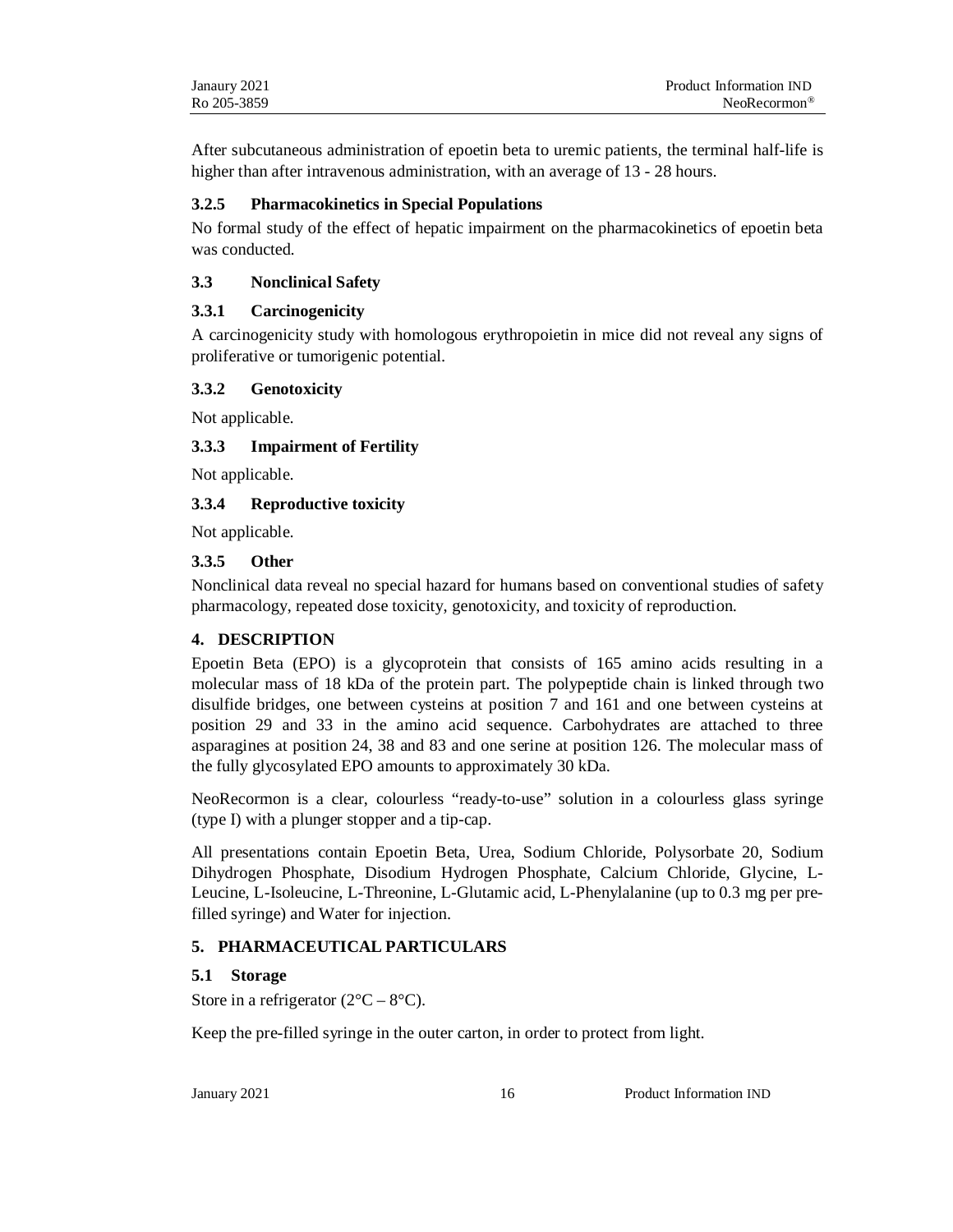After subcutaneous administration of epoetin beta to uremic patients, the terminal half-life is higher than after intravenous administration, with an average of 13 - 28 hours.

### 3.2.5 Pharmacokinetics in Special Populations

No formal study of the effect of hepatic impairment on the pharmacokinetics of epoetin beta was conducted.

## 3.3 Nonclinical Safety

### 3.3.1 Carcinogenicity

A carcinogenicity study with homologous erythropoietin in mice did not reveal any signs of proliferative or tumorigenic potential.

### 3.3.2 Genotoxicity

Not applicable.

### 3.3.3 Impairment of Fertility

Not applicable.

### 3.3.4 Reproductive toxicity

Not applicable.

### 3.3.5 Other

Nonclinical data reveal no special hazard for humans based on conventional studies of safety pharmacology, repeated dose toxicity, genotoxicity, and toxicity of reproduction.

# 4. DESCRIPTION

Epoetin Beta (EPO) is a glycoprotein that consists of 165 amino acids resulting in a molecular mass of 18 kDa of the protein part. The polypeptide chain is linked through two disulfide bridges, one between cysteins at position 7 and 161 and one between cysteins at position 29 and 33 in the amino acid sequence. Carbohydrates are attached to three asparagines at position 24, 38 and 83 and one serine at position 126. The molecular mass of the fully glycosylated EPO amounts to approximately 30 kDa.

NeoRecormon is a clear, colourless "ready-to-use" solution in a colourless glass syringe (type I) with a plunger stopper and a tip-cap.

All presentations contain Epoetin Beta, Urea, Sodium Chloride, Polysorbate 20, Sodium Dihydrogen Phosphate, Disodium Hydrogen Phosphate, Calcium Chloride, Glycine, L-Leucine, L-Isoleucine, L-Threonine, L-Glutamic acid, L-Phenylalanine (up to 0.3 mg per pre-filled syringe) and Water for injection.

# 5. PHARMACEUTICAL PARTICULARS

## 5.1 Storage

Store in a refrigerator (2°C – 8°C).

Keep the pre-filled syringe in the outer carton, in order to protect from light.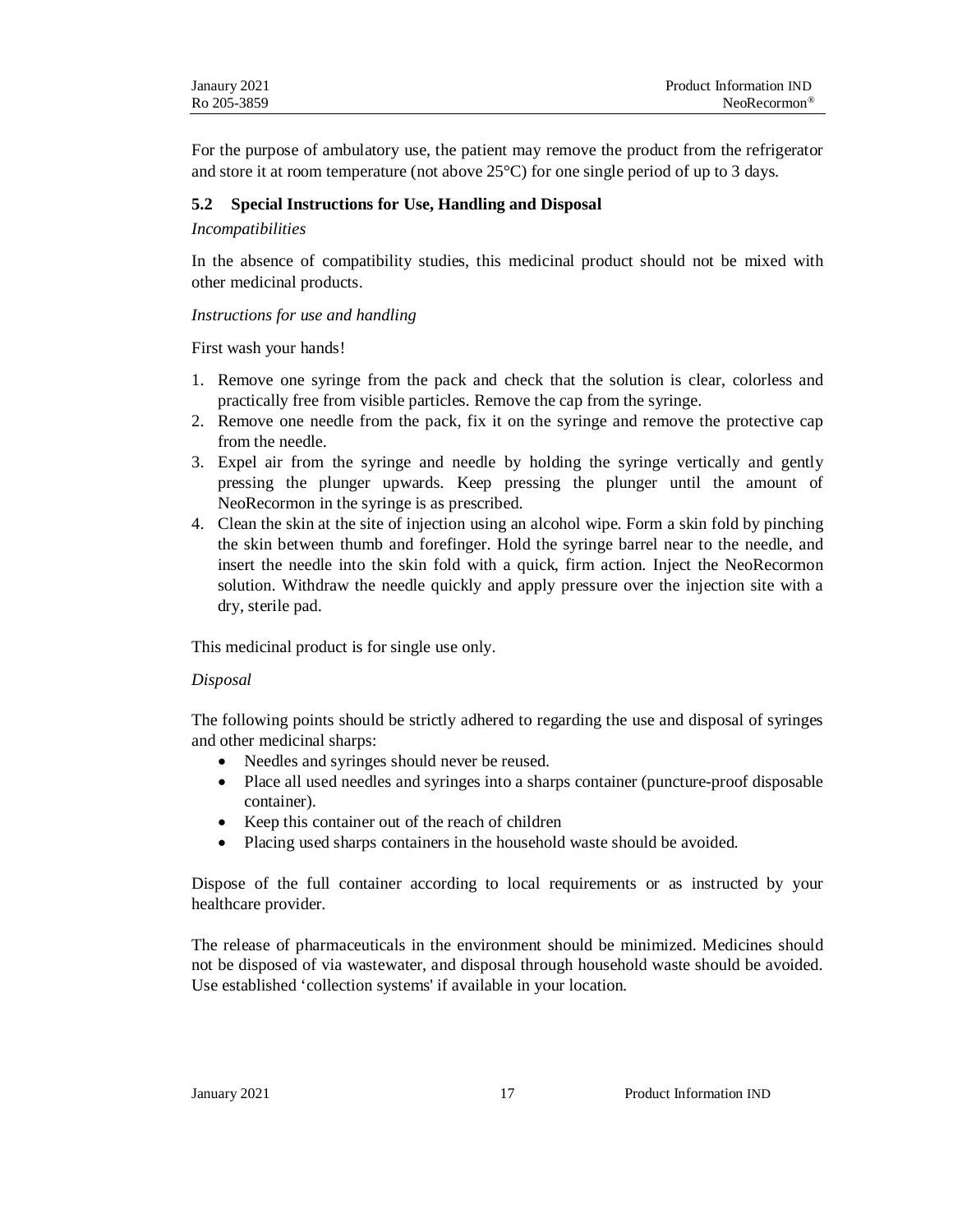For the purpose of ambulatory use, the patient may remove the product from the refrigerator and store it at room temperature (not above 25°C) for one single period of up to 3 days.

### 5.2 Special Instructions for Use, Handling and Disposal

*Incompatibilities*

In the absence of compatibility studies, this medicinal product should not be mixed with other medicinal products.

*Instructions for use and handling*

First wash your hands!

1. Remove one syringe from the pack and check that the solution is clear, colorless and practically free from visible particles. Remove the cap from the syringe.
2. Remove one needle from the pack, fix it on the syringe and remove the protective cap from the needle.
3. Expel air from the syringe and needle by holding the syringe vertically and gently pressing the plunger upwards. Keep pressing the plunger until the amount of NeoRecormon in the syringe is as prescribed.
4. Clean the skin at the site of injection using an alcohol wipe. Form a skin fold by pinching the skin between thumb and forefinger. Hold the syringe barrel near to the needle, and insert the needle into the skin fold with a quick, firm action. Inject the NeoRecormon solution. Withdraw the needle quickly and apply pressure over the injection site with a dry, sterile pad.

This medicinal product is for single use only.

*Disposal*

The following points should be strictly adhered to regarding the use and disposal of syringes and other medicinal sharps:

- Needles and syringes should never be reused.
- Place all used needles and syringes into a sharps container (puncture-proof disposable container).
- Keep this container out of the reach of children
- Placing used sharps containers in the household waste should be avoided.

Dispose of the full container according to local requirements or as instructed by your healthcare provider.

The release of pharmaceuticals in the environment should be minimized. Medicines should not be disposed of via wastewater, and disposal through household waste should be avoided. Use established 'collection systems' if available in your location.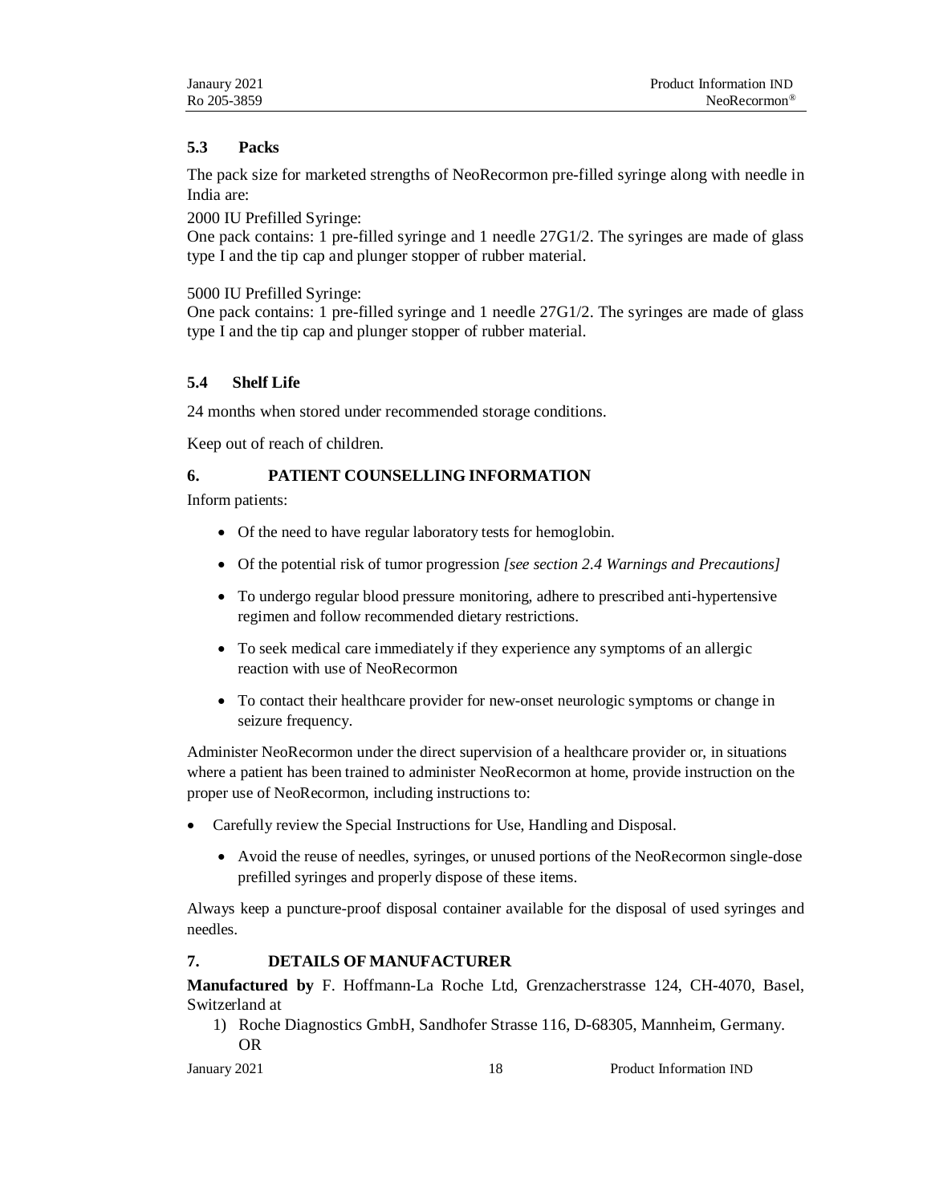### 5.3 Packs

The pack size for marketed strengths of NeoRecormon pre-filled syringe along with needle in India are:

2000 IU Prefilled Syringe:

One pack contains: 1 pre-filled syringe and 1 needle 27G1/2. The syringes are made of glass type I and the tip cap and plunger stopper of rubber material.

5000 IU Prefilled Syringe:

One pack contains: 1 pre-filled syringe and 1 needle 27G1/2. The syringes are made of glass type I and the tip cap and plunger stopper of rubber material.

### 5.4 Shelf Life

24 months when stored under recommended storage conditions.

Keep out of reach of children.

## 6. PATIENT COUNSELLING INFORMATION

Inform patients:

- Of the need to have regular laboratory tests for hemoglobin.
- Of the potential risk of tumor progression *[see section 2.4 Warnings and Precautions]*
- To undergo regular blood pressure monitoring, adhere to prescribed anti-hypertensive regimen and follow recommended dietary restrictions.
- To seek medical care immediately if they experience any symptoms of an allergic reaction with use of NeoRecormon
- To contact their healthcare provider for new-onset neurologic symptoms or change in seizure frequency.

Administer NeoRecormon under the direct supervision of a healthcare provider or, in situations where a patient has been trained to administer NeoRecormon at home, provide instruction on the proper use of NeoRecormon, including instructions to:

- Carefully review the Special Instructions for Use, Handling and Disposal.
  - Avoid the reuse of needles, syringes, or unused portions of the NeoRecormon single-dose prefilled syringes and properly dispose of these items.

Always keep a puncture-proof disposal container available for the disposal of used syringes and needles.

## 7. DETAILS OF MANUFACTURER

**Manufactured by** F. Hoffmann-La Roche Ltd, Grenzacherstrasse 124, CH-4070, Basel, Switzerland at

1) Roche Diagnostics GmbH, Sandhofer Strasse 116, D-68305, Mannheim, Germany.
   OR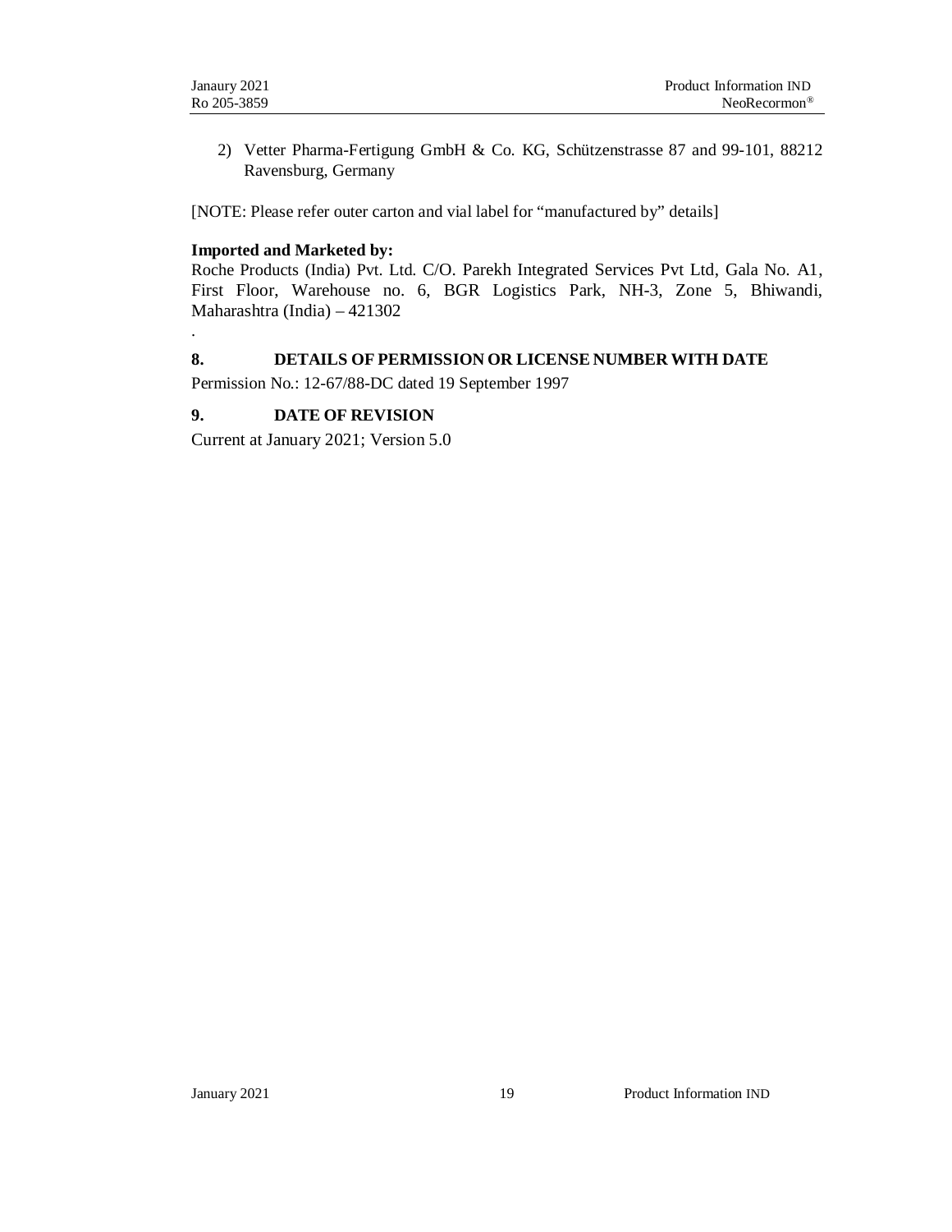2) Vetter Pharma-Fertigung GmbH & Co. KG, Schützenstrasse 87 and 99-101, 88212 Ravensburg, Germany

[NOTE: Please refer outer carton and vial label for "manufactured by" details]

**Imported and Marketed by:**
Roche Products (India) Pvt. Ltd. C/O. Parekh Integrated Services Pvt Ltd, Gala No. A1, First Floor, Warehouse no. 6, BGR Logistics Park, NH-3, Zone 5, Bhiwandi, Maharashtra (India) – 421302

.

## 8. DETAILS OF PERMISSION OR LICENSE NUMBER WITH DATE

Permission No.: 12-67/88-DC dated 19 September 1997

## 9. DATE OF REVISION

Current at January 2021; Version 5.0